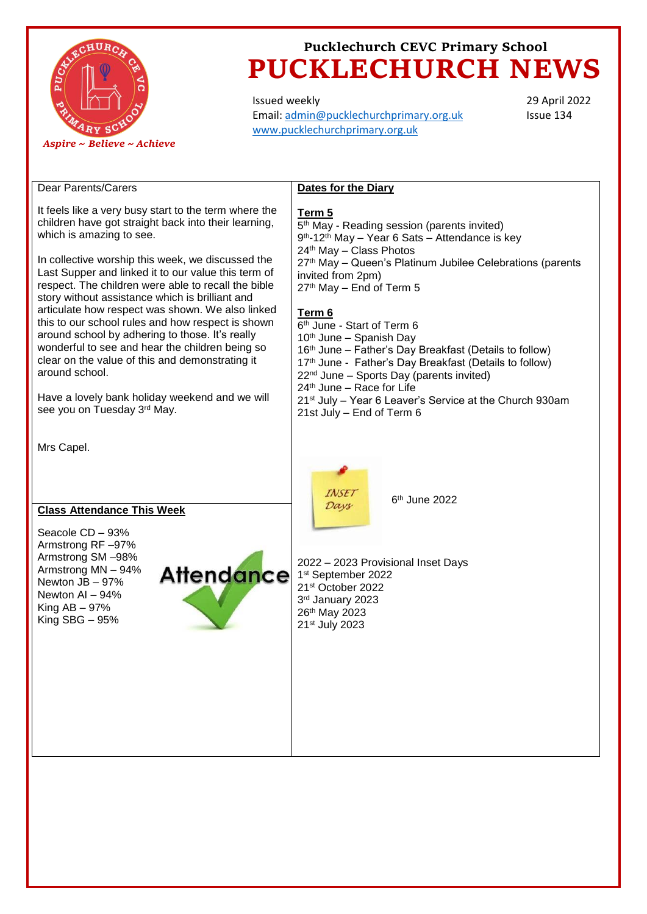# Pucklechurch CEVC Primary School

# PUCKLECHURCH NEWS

*Aspire ~ Believe ~ Achieve*

Issued weekly
Email: admin@pucklechurchprimary.org.uk
www.pucklechurchprimary.org.uk

29 April 2022
Issue 134

Dear Parents/Carers

It feels like a very busy start to the term where the children have got straight back into their learning, which is amazing to see.

In collective worship this week, we discussed the Last Supper and linked it to our value this term of respect. The children were able to recall the bible story without assistance which is brilliant and articulate how respect was shown. We also linked this to our school rules and how respect is shown around school by adhering to those. It's really wonderful to see and hear the children being so clear on the value of this and demonstrating it around school.

Have a lovely bank holiday weekend and we will see you on Tuesday 3rd May.

Mrs Capel.

**Class Attendance This Week**

Seacole CD – 93%
Armstrong RF –97%
Armstrong SM –98%
Armstrong MN – 94%
Newton JB – 97%
Newton AI – 94%
King AB – 97%
King SBG – 95%

**Dates for the Diary**

**Term 5**

5th May - Reading session (parents invited)
9th-12th May – Year 6 Sats – Attendance is key
24th May – Class Photos
27th May – Queen's Platinum Jubilee Celebrations (parents invited from 2pm)
27th May – End of Term 5

**Term 6**

6th June - Start of Term 6
10th June – Spanish Day
16th June – Father's Day Breakfast (Details to follow)
17th June - Father's Day Breakfast (Details to follow)
22nd June – Sports Day (parents invited)
24th June – Race for Life
21st July – Year 6 Leaver's Service at the Church 930am
21st July – End of Term 6

INSET Days

6th June 2022

2022 – 2023 Provisional Inset Days
1st September 2022
21st October 2022
3rd January 2023
26th May 2023
21st July 2023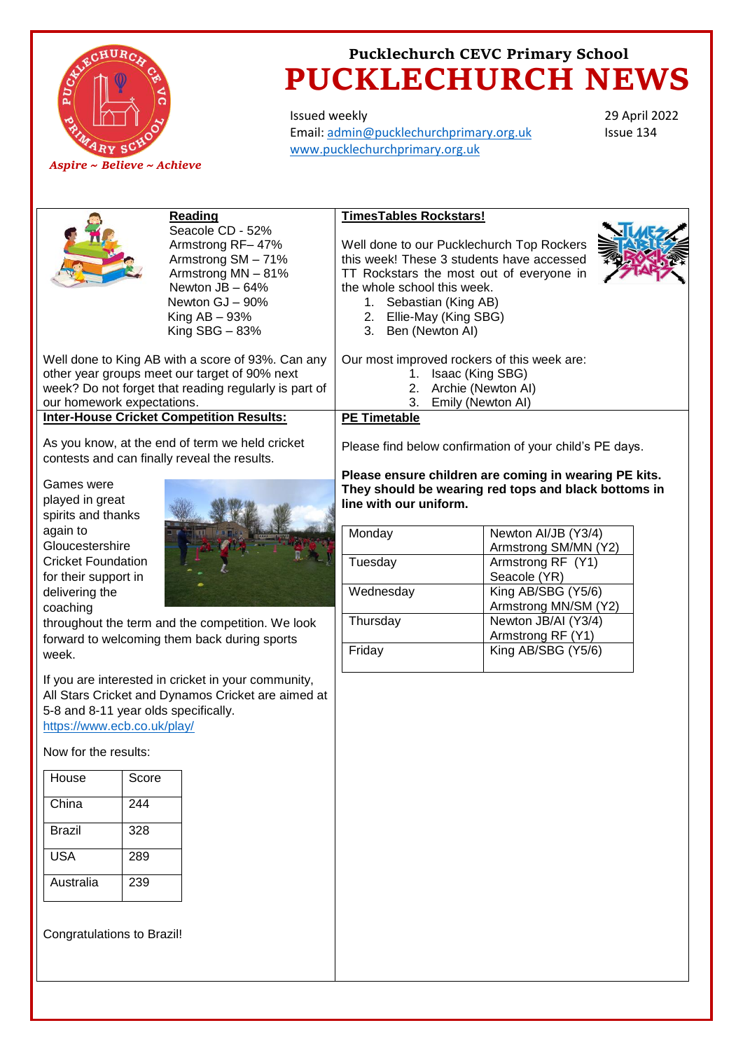Pucklechurch CEVC Primary School

# PUCKLECHURCH NEWS

Issued weekly
Email: admin@pucklechurchprimary.org.uk
www.pucklechurchprimary.org.uk

29 April 2022
Issue 134

*Aspire ~ Believe ~ Achieve*

## Reading

Seacole CD - 52%
Armstrong RF– 47%
Armstrong SM – 71%
Armstrong MN – 81%
Newton JB – 64%
Newton GJ – 90%
King AB – 93%
King SBG – 83%

Well done to King AB with a score of 93%. Can any other year groups meet our target of 90% next week? Do not forget that reading regularly is part of our homework expectations.

## Inter-House Cricket Competition Results:

As you know, at the end of term we held cricket contests and can finally reveal the results.

Games were played in great spirits and thanks again to Gloucestershire Cricket Foundation for their support in delivering the coaching throughout the term and the competition. We look forward to welcoming them back during sports week.

If you are interested in cricket in your community, All Stars Cricket and Dynamos Cricket are aimed at 5-8 and 8-11 year olds specifically.
https://www.ecb.co.uk/play/

Now for the results:

| House | Score |
|---|---|
| China | 244 |
| Brazil | 328 |
| USA | 289 |
| Australia | 239 |

Congratulations to Brazil!

## TimesTables Rockstars!

Well done to our Pucklechurch Top Rockers this week! These 3 students have accessed TT Rockstars the most out of everyone in the whole school this week.

1. Sebastian (King AB)
2. Ellie-May (King SBG)
3. Ben (Newton AI)

Our most improved rockers of this week are:

1. Isaac (King SBG)
2. Archie (Newton AI)
3. Emily (Newton AI)

## PE Timetable

Please find below confirmation of your child's PE days.

**Please ensure children are coming in wearing PE kits. They should be wearing red tops and black bottoms in line with our uniform.**

| | |
|---|---|
| Monday | Newton AI/JB (Y3/4)<br>Armstrong SM/MN (Y2) |
| Tuesday | Armstrong RF (Y1)<br>Seacole (YR) |
| Wednesday | King AB/SBG (Y5/6)<br>Armstrong MN/SM (Y2) |
| Thursday | Newton JB/AI (Y3/4)<br>Armstrong RF (Y1) |
| Friday | King AB/SBG (Y5/6) |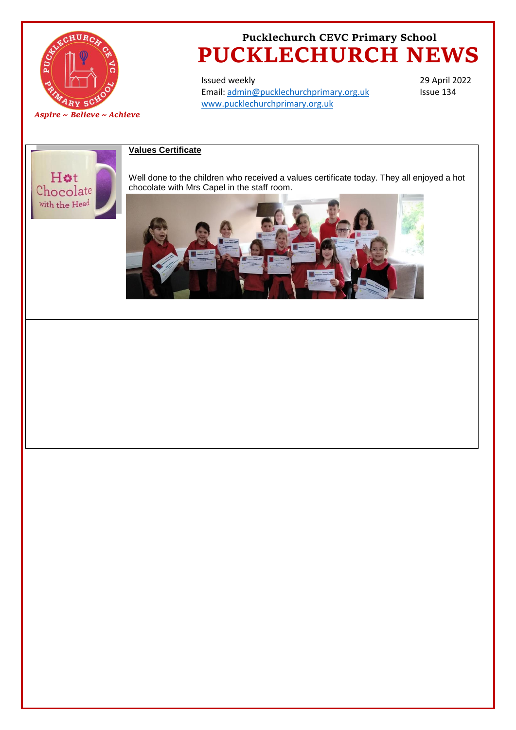Pucklechurch CEVC Primary School

# PUCKLECHURCH NEWS

*Aspire ~ Believe ~ Achieve*

Issued weekly
Email: admin@pucklechurchprimary.org.uk
www.pucklechurchprimary.org.uk

29 April 2022
Issue 134

## Values Certificate

Well done to the children who received a values certificate today. They all enjoyed a hot chocolate with Mrs Capel in the staff room.